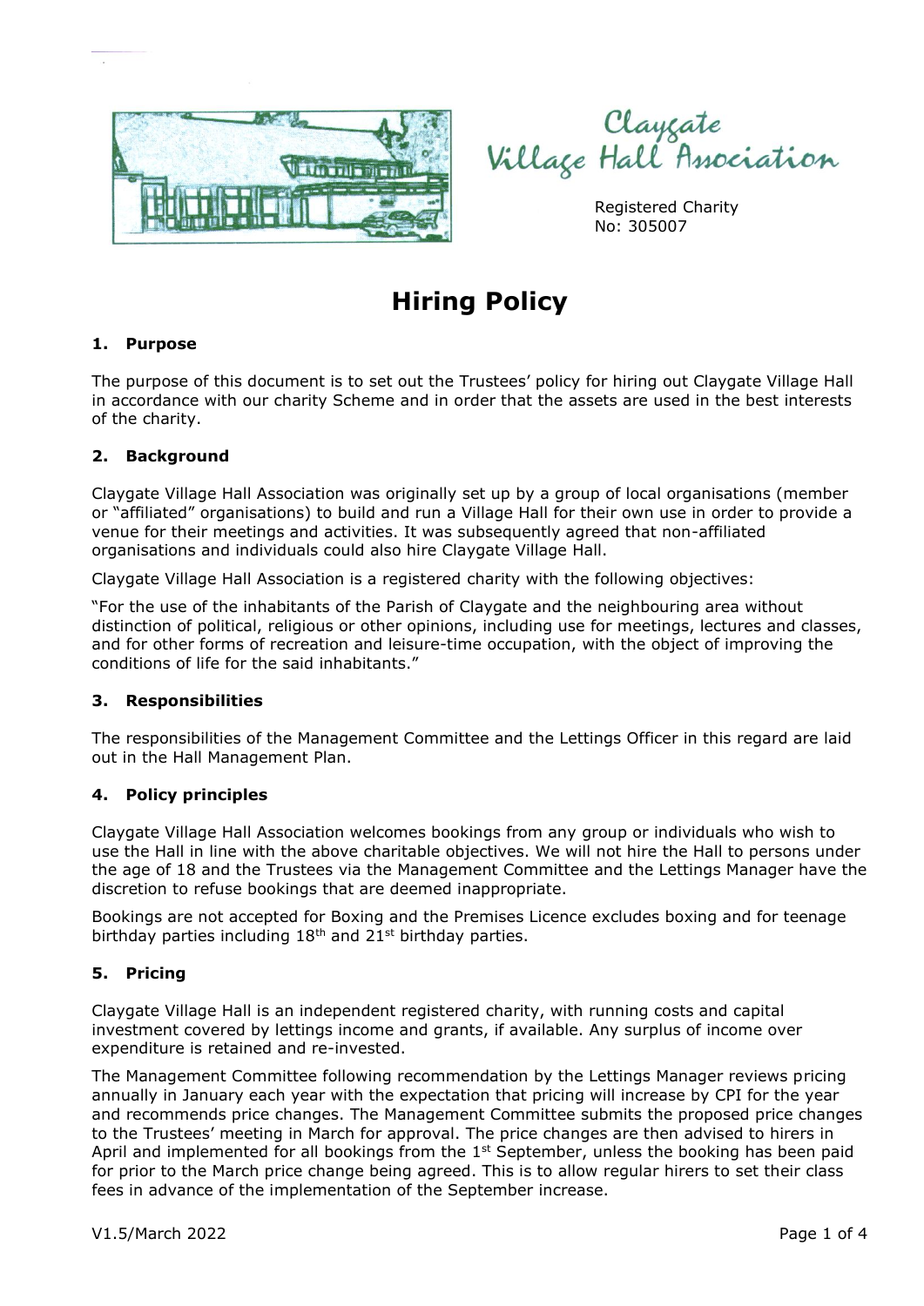Claygate Village Hall Association

Registered Charity No: 305007

# Hiring Policy

## 1. Purpose

The purpose of this document is to set out the Trustees' policy for hiring out Claygate Village Hall in accordance with our charity Scheme and in order that the assets are used in the best interests of the charity.

## 2. Background

Claygate Village Hall Association was originally set up by a group of local organisations (member or "affiliated" organisations) to build and run a Village Hall for their own use in order to provide a venue for their meetings and activities. It was subsequently agreed that non-affiliated organisations and individuals could also hire Claygate Village Hall.

Claygate Village Hall Association is a registered charity with the following objectives:

"For the use of the inhabitants of the Parish of Claygate and the neighbouring area without distinction of political, religious or other opinions, including use for meetings, lectures and classes, and for other forms of recreation and leisure-time occupation, with the object of improving the conditions of life for the said inhabitants."

## 3. Responsibilities

The responsibilities of the Management Committee and the Lettings Officer in this regard are laid out in the Hall Management Plan.

## 4. Policy principles

Claygate Village Hall Association welcomes bookings from any group or individuals who wish to use the Hall in line with the above charitable objectives. We will not hire the Hall to persons under the age of 18 and the Trustees via the Management Committee and the Lettings Manager have the discretion to refuse bookings that are deemed inappropriate.

Bookings are not accepted for Boxing and the Premises Licence excludes boxing and for teenage birthday parties including 18th and 21st birthday parties.

## 5. Pricing

Claygate Village Hall is an independent registered charity, with running costs and capital investment covered by lettings income and grants, if available. Any surplus of income over expenditure is retained and re-invested.

The Management Committee following recommendation by the Lettings Manager reviews pricing annually in January each year with the expectation that pricing will increase by CPI for the year and recommends price changes. The Management Committee submits the proposed price changes to the Trustees' meeting in March for approval. The price changes are then advised to hirers in April and implemented for all bookings from the 1st September, unless the booking has been paid for prior to the March price change being agreed. This is to allow regular hirers to set their class fees in advance of the implementation of the September increase.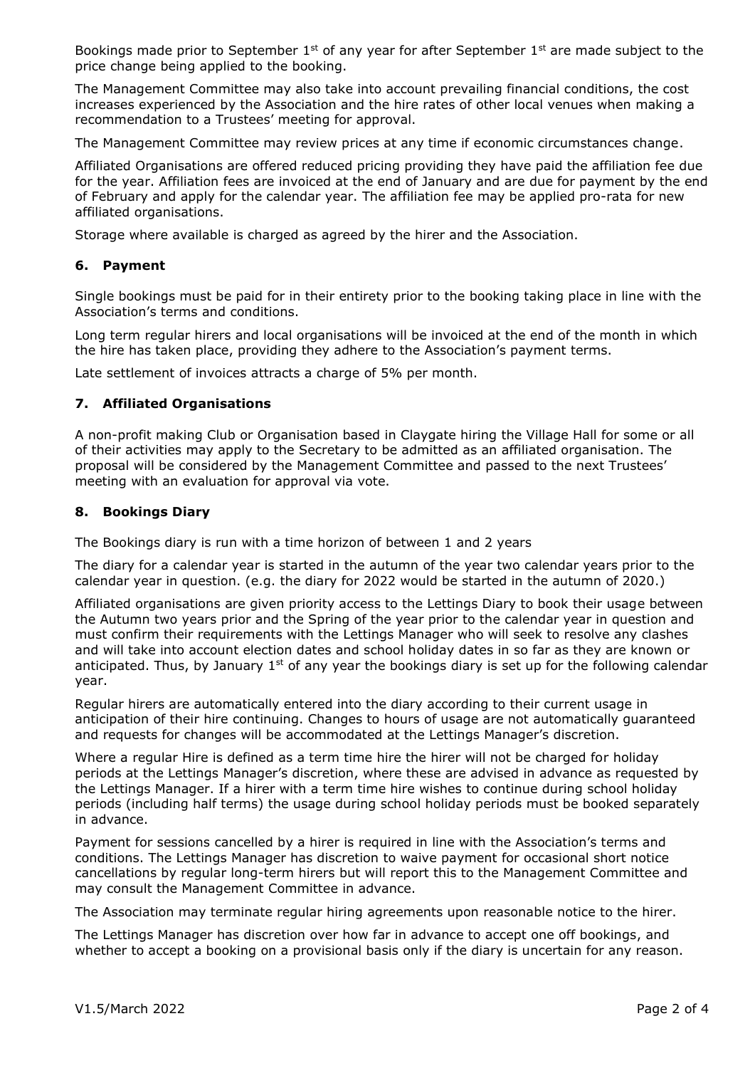Bookings made prior to September 1st of any year for after September 1st are made subject to the price change being applied to the booking.

The Management Committee may also take into account prevailing financial conditions, the cost increases experienced by the Association and the hire rates of other local venues when making a recommendation to a Trustees' meeting for approval.

The Management Committee may review prices at any time if economic circumstances change.

Affiliated Organisations are offered reduced pricing providing they have paid the affiliation fee due for the year. Affiliation fees are invoiced at the end of January and are due for payment by the end of February and apply for the calendar year. The affiliation fee may be applied pro-rata for new affiliated organisations.

Storage where available is charged as agreed by the hirer and the Association.

## 6. Payment

Single bookings must be paid for in their entirety prior to the booking taking place in line with the Association's terms and conditions.

Long term regular hirers and local organisations will be invoiced at the end of the month in which the hire has taken place, providing they adhere to the Association's payment terms.

Late settlement of invoices attracts a charge of 5% per month.

## 7. Affiliated Organisations

A non-profit making Club or Organisation based in Claygate hiring the Village Hall for some or all of their activities may apply to the Secretary to be admitted as an affiliated organisation. The proposal will be considered by the Management Committee and passed to the next Trustees' meeting with an evaluation for approval via vote.

## 8. Bookings Diary

The Bookings diary is run with a time horizon of between 1 and 2 years

The diary for a calendar year is started in the autumn of the year two calendar years prior to the calendar year in question. (e.g. the diary for 2022 would be started in the autumn of 2020.)

Affiliated organisations are given priority access to the Lettings Diary to book their usage between the Autumn two years prior and the Spring of the year prior to the calendar year in question and must confirm their requirements with the Lettings Manager who will seek to resolve any clashes and will take into account election dates and school holiday dates in so far as they are known or anticipated. Thus, by January 1st of any year the bookings diary is set up for the following calendar year.

Regular hirers are automatically entered into the diary according to their current usage in anticipation of their hire continuing. Changes to hours of usage are not automatically guaranteed and requests for changes will be accommodated at the Lettings Manager's discretion.

Where a regular Hire is defined as a term time hire the hirer will not be charged for holiday periods at the Lettings Manager's discretion, where these are advised in advance as requested by the Lettings Manager. If a hirer with a term time hire wishes to continue during school holiday periods (including half terms) the usage during school holiday periods must be booked separately in advance.

Payment for sessions cancelled by a hirer is required in line with the Association's terms and conditions. The Lettings Manager has discretion to waive payment for occasional short notice cancellations by regular long-term hirers but will report this to the Management Committee and may consult the Management Committee in advance.

The Association may terminate regular hiring agreements upon reasonable notice to the hirer.

The Lettings Manager has discretion over how far in advance to accept one off bookings, and whether to accept a booking on a provisional basis only if the diary is uncertain for any reason.

V1.5/March 2022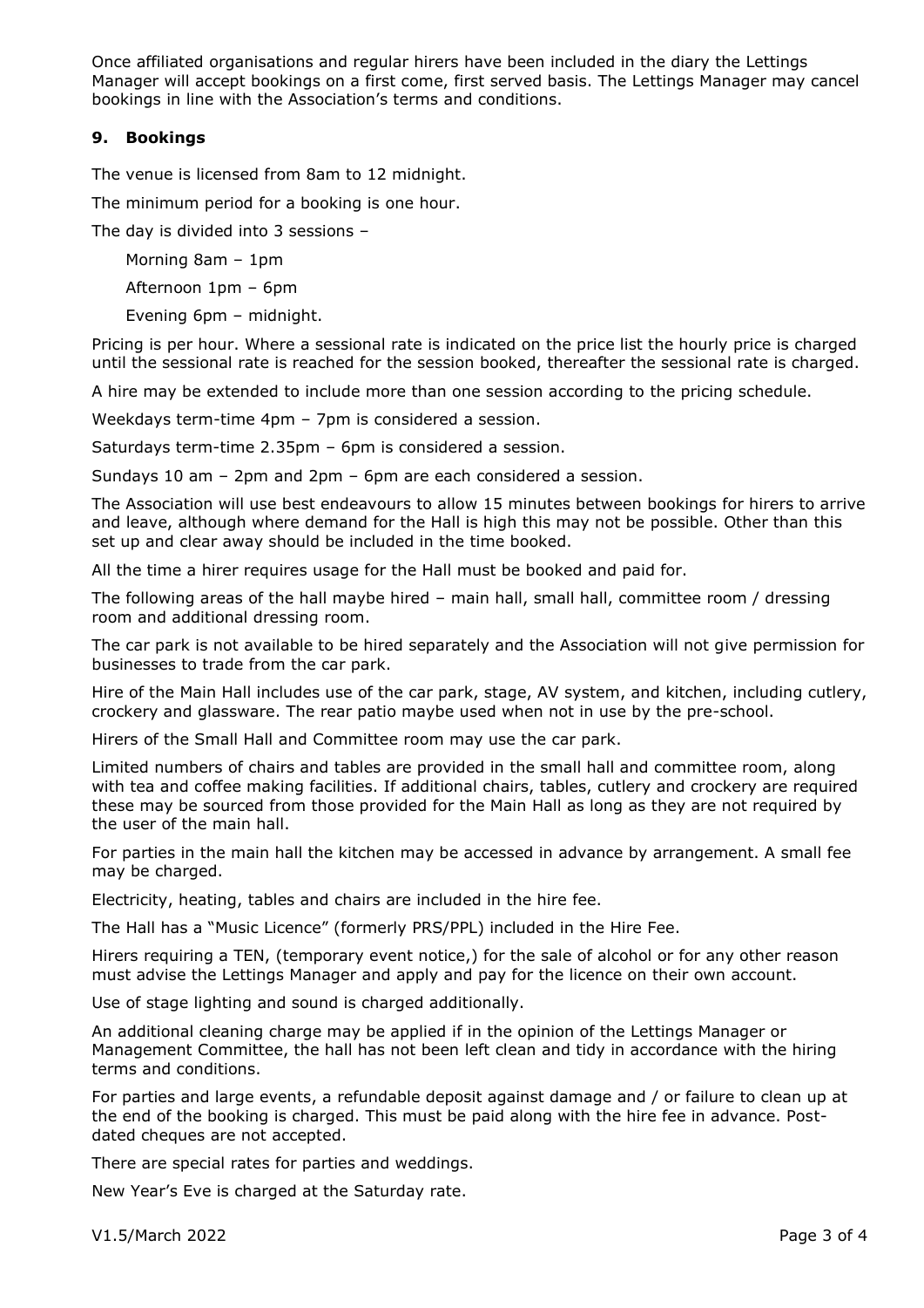Once affiliated organisations and regular hirers have been included in the diary the Lettings Manager will accept bookings on a first come, first served basis. The Lettings Manager may cancel bookings in line with the Association's terms and conditions.

## 9. Bookings

The venue is licensed from 8am to 12 midnight.

The minimum period for a booking is one hour.

The day is divided into 3 sessions –

Morning 8am – 1pm

Afternoon 1pm – 6pm

Evening 6pm – midnight.

Pricing is per hour. Where a sessional rate is indicated on the price list the hourly price is charged until the sessional rate is reached for the session booked, thereafter the sessional rate is charged.

A hire may be extended to include more than one session according to the pricing schedule.

Weekdays term-time 4pm – 7pm is considered a session.

Saturdays term-time 2.35pm – 6pm is considered a session.

Sundays 10 am – 2pm and 2pm – 6pm are each considered a session.

The Association will use best endeavours to allow 15 minutes between bookings for hirers to arrive and leave, although where demand for the Hall is high this may not be possible. Other than this set up and clear away should be included in the time booked.

All the time a hirer requires usage for the Hall must be booked and paid for.

The following areas of the hall maybe hired – main hall, small hall, committee room / dressing room and additional dressing room.

The car park is not available to be hired separately and the Association will not give permission for businesses to trade from the car park.

Hire of the Main Hall includes use of the car park, stage, AV system, and kitchen, including cutlery, crockery and glassware. The rear patio maybe used when not in use by the pre-school.

Hirers of the Small Hall and Committee room may use the car park.

Limited numbers of chairs and tables are provided in the small hall and committee room, along with tea and coffee making facilities. If additional chairs, tables, cutlery and crockery are required these may be sourced from those provided for the Main Hall as long as they are not required by the user of the main hall.

For parties in the main hall the kitchen may be accessed in advance by arrangement. A small fee may be charged.

Electricity, heating, tables and chairs are included in the hire fee.

The Hall has a "Music Licence" (formerly PRS/PPL) included in the Hire Fee.

Hirers requiring a TEN, (temporary event notice,) for the sale of alcohol or for any other reason must advise the Lettings Manager and apply and pay for the licence on their own account.

Use of stage lighting and sound is charged additionally.

An additional cleaning charge may be applied if in the opinion of the Lettings Manager or Management Committee, the hall has not been left clean and tidy in accordance with the hiring terms and conditions.

For parties and large events, a refundable deposit against damage and / or failure to clean up at the end of the booking is charged. This must be paid along with the hire fee in advance. Post-dated cheques are not accepted.

There are special rates for parties and weddings.

New Year's Eve is charged at the Saturday rate.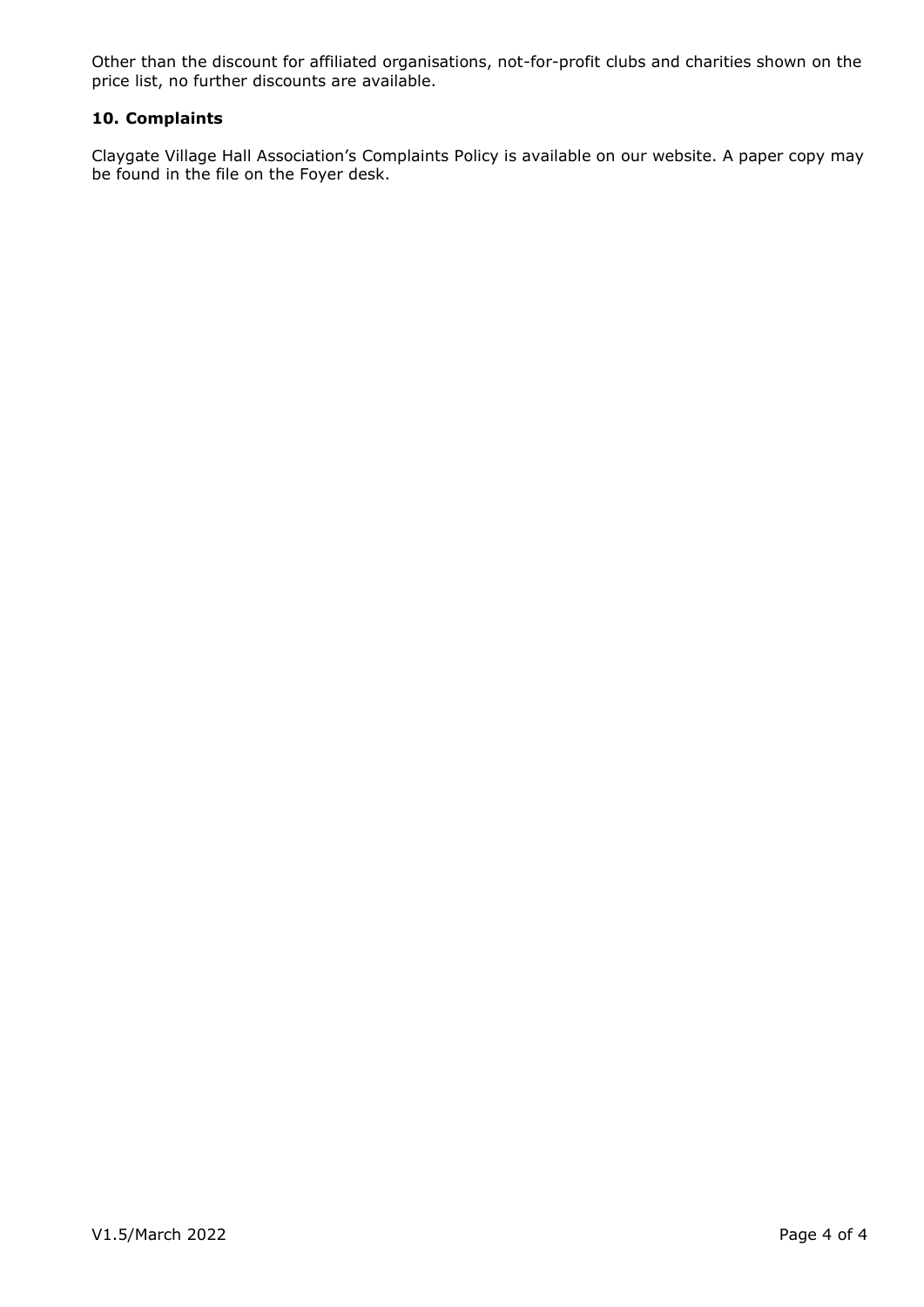Other than the discount for affiliated organisations, not-for-profit clubs and charities shown on the price list, no further discounts are available.

## 10. Complaints

Claygate Village Hall Association's Complaints Policy is available on our website. A paper copy may be found in the file on the Foyer desk.